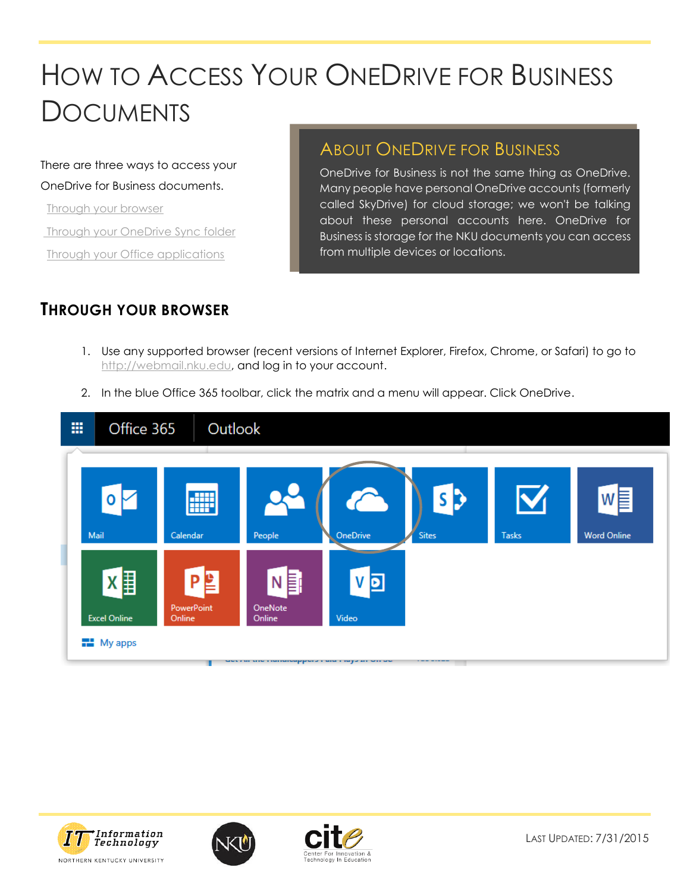# How to Access Your OneDrive for Business Documents

There are three ways to access your OneDrive for Business documents.

- Through your browser
- Through your OneDrive Sync folder
- Through your Office applications

## About OneDrive for Business

OneDrive for Business is not the same thing as OneDrive. Many people have personal OneDrive accounts (formerly called SkyDrive) for cloud storage; we won't be talking about these personal accounts here. OneDrive for Business is storage for the NKU documents you can access from multiple devices or locations.

## Through Your Browser

1. Use any supported browser (recent versions of Internet Explorer, Firefox, Chrome, or Safari) to go to http://webmail.nku.edu, and log in to your account.
2. In the blue Office 365 toolbar, click the matrix and a menu will appear. Click OneDrive.

Last Updated: 7/31/2015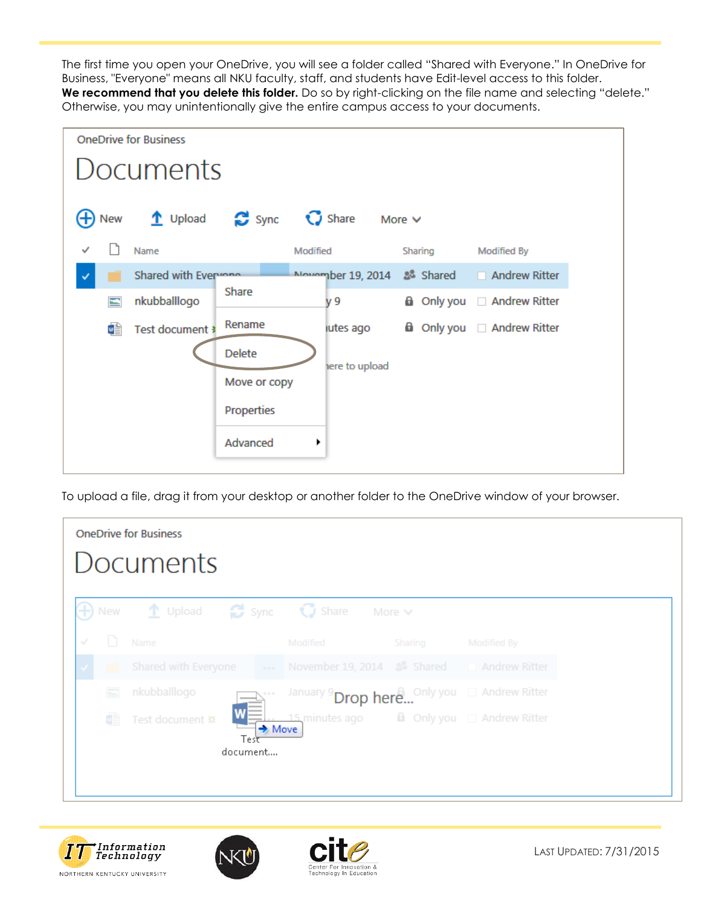The first time you open your OneDrive, you will see a folder called "Shared with Everyone." In OneDrive for Business, "Everyone" means all NKU faculty, staff, and students have Edit-level access to this folder. **We recommend that you delete this folder.** Do so by right-clicking on the file name and selecting "delete." Otherwise, you may unintentionally give the entire campus access to your documents.

To upload a file, drag it from your desktop or another folder to the OneDrive window of your browser.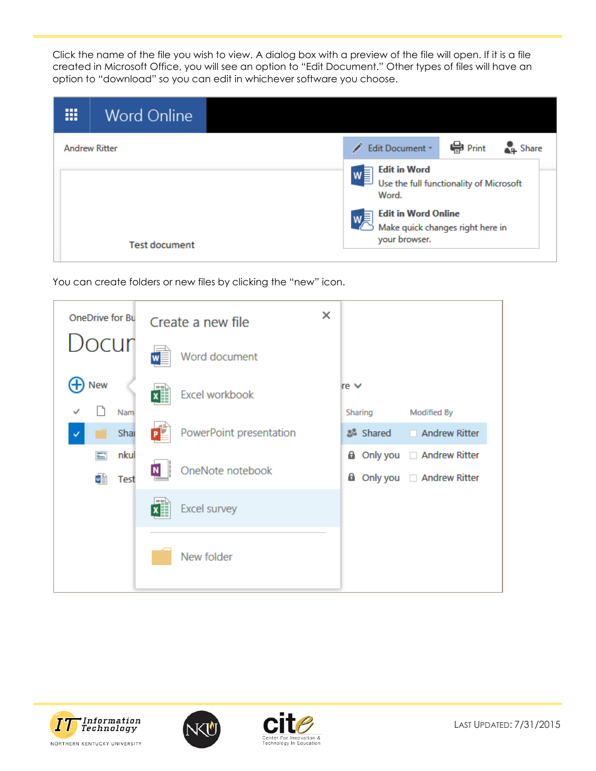Click the name of the file you wish to view. A dialog box with a preview of the file will open. If it is a file created in Microsoft Office, you will see an option to "Edit Document." Other types of files will have an option to "download" so you can edit in whichever software you choose.

You can create folders or new files by clicking the "new" icon.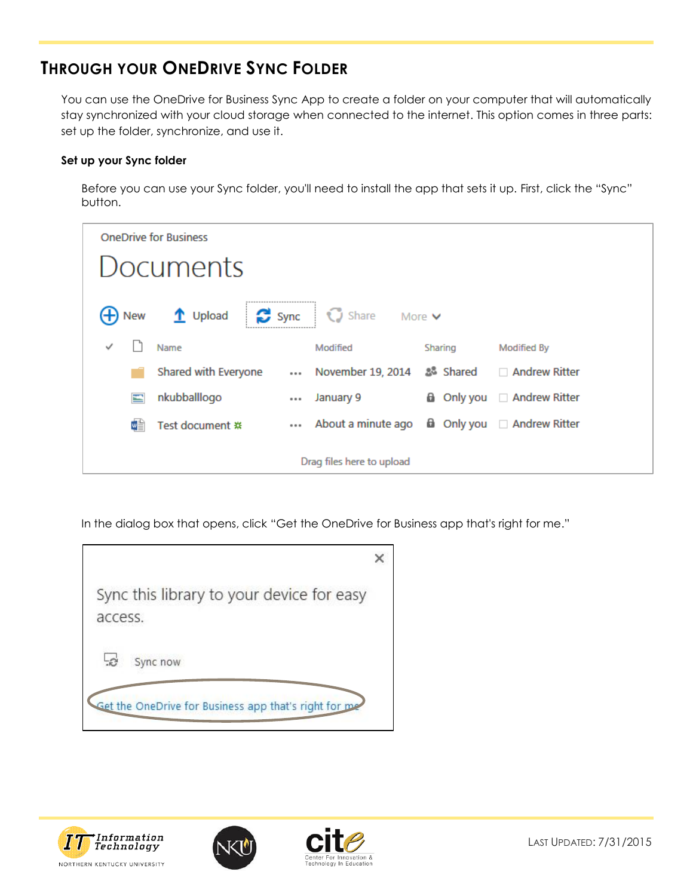## Through your OneDrive Sync Folder

You can use the OneDrive for Business Sync App to create a folder on your computer that will automatically stay synchronized with your cloud storage when connected to the internet. This option comes in three parts: set up the folder, synchronize, and use it.

### Set up your Sync folder

Before you can use your Sync folder, you'll need to install the app that sets it up. First, click the "Sync" button.

In the dialog box that opens, click "Get the OneDrive for Business app that's right for me."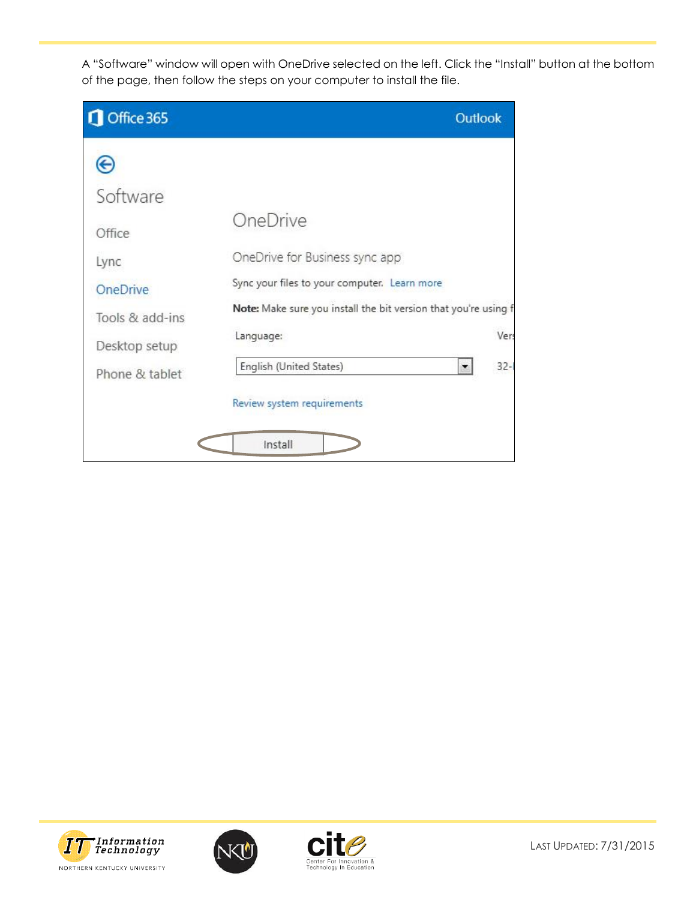A "Software" window will open with OneDrive selected on the left. Click the "Install" button at the bottom of the page, then follow the steps on your computer to install the file.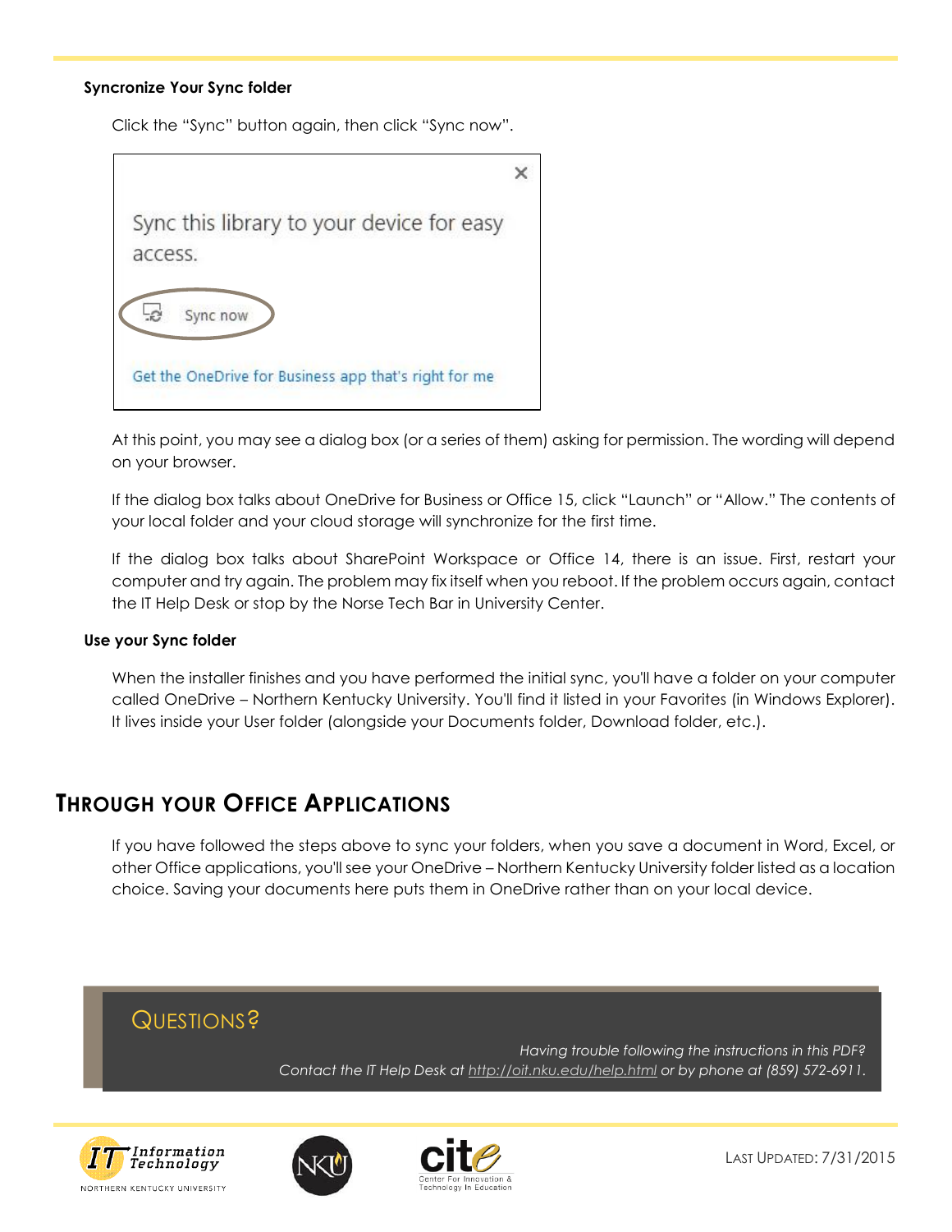**Syncronize Your Sync folder**

Click the "Sync" button again, then click "Sync now".

Sync this library to your device for easy access.

Sync now

Get the OneDrive for Business app that's right for me

At this point, you may see a dialog box (or a series of them) asking for permission. The wording will depend on your browser.

If the dialog box talks about OneDrive for Business or Office 15, click "Launch" or "Allow." The contents of your local folder and your cloud storage will synchronize for the first time.

If the dialog box talks about SharePoint Workspace or Office 14, there is an issue. First, restart your computer and try again. The problem may fix itself when you reboot. If the problem occurs again, contact the IT Help Desk or stop by the Norse Tech Bar in University Center.

**Use your Sync folder**

When the installer finishes and you have performed the initial sync, you'll have a folder on your computer called OneDrive – Northern Kentucky University. You'll find it listed in your Favorites (in Windows Explorer). It lives inside your User folder (alongside your Documents folder, Download folder, etc.).

## Through your Office Applications

If you have followed the steps above to sync your folders, when you save a document in Word, Excel, or other Office applications, you'll see your OneDrive – Northern Kentucky University folder listed as a location choice. Saving your documents here puts them in OneDrive rather than on your local device.

## Questions?

*Having trouble following the instructions in this PDF?*
*Contact the IT Help Desk at http://oit.nku.edu/help.html or by phone at (859) 572-6911.*

Last Updated: 7/31/2015